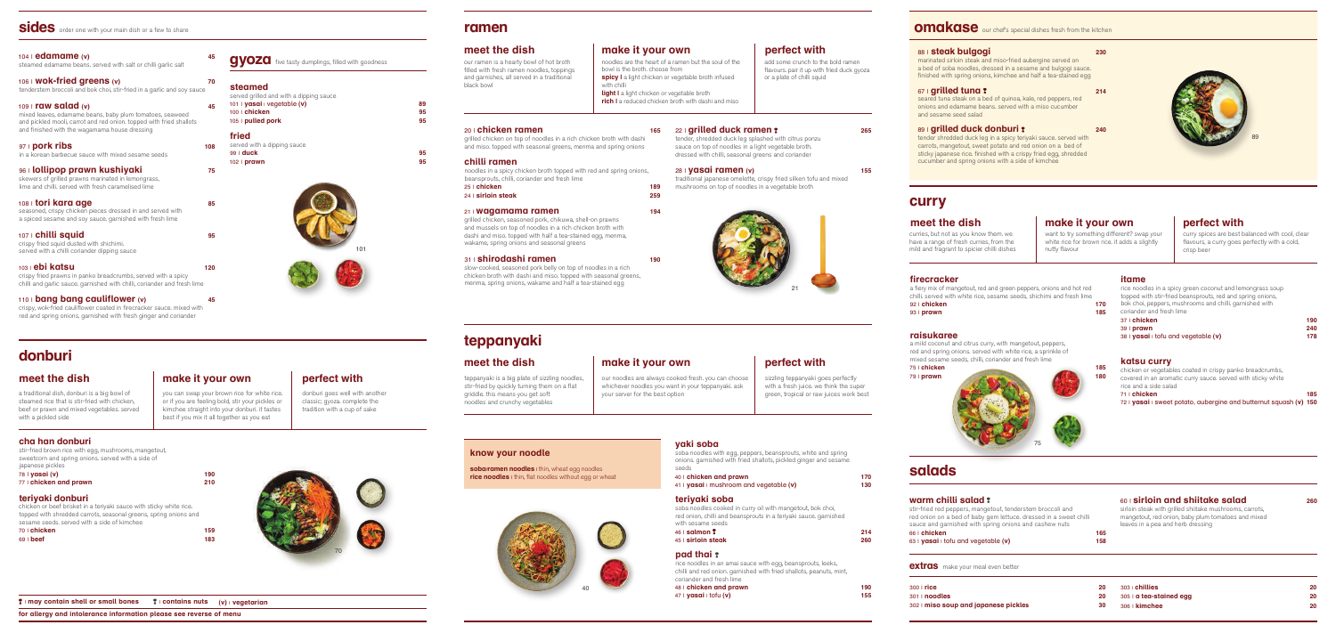## sides

order one with your main dish or a few to share

**104 | edamame (v)** — 45
steamed edamame beans. served with salt or chilli garlic salt

**106 | wok-fried greens (v)** — 70
tenderstem broccoli and bok choi, stir-fried in a garlic and soy sauce

**109 | raw salad (v)** — 45
mixed leaves, edamame beans, baby plum tomatoes, seaweed and pickled mooli, carrot and red onion. topped with fried shallots and finished with the wagamama house dressing

**97 | pork ribs** — 108
in a korean barbecue sauce with mixed sesame seeds

**96 | lollipop prawn kushiyaki** — 75
skewers of grilled prawns marinated in lemongrass, lime and chilli. served with fresh caramelised lime

**108 | tori kara age** — 85
seasoned, crispy chicken pieces dressed in and served with a spiced sesame and soy sauce. garnished with fresh lime

**107 | chilli squid** — 95
crispy fried squid dusted with shichimi. served with a chilli coriander dipping sauce

**103 | ebi katsu** — 120
crispy fried prawns in panko breadcrumbs, served with a spicy chilli and garlic sauce. garnished with chilli, coriander and fresh lime

**110 | bang bang cauliflower (v)** — 45
crispy, wok-fried cauliflower coated in firecracker sauce, mixed with red and spring onions. garnished with fresh ginger and coriander

## gyoza

five tasty dumplings, filled with goodness

### steamed
served grilled and with a dipping sauce

| | |
|---|---|
| 101 \| yasai \| vegetable (v) | 89 |
| 100 \| chicken | 95 |
| 105 \| pulled pork | 95 |

### fried
served with a dipping sauce

| | |
|---|---|
| 99 \| duck | 95 |
| 102 \| prawn | 95 |

## donburi

### meet the dish
a traditional dish, donburi is a big bowl of steamed rice that is stir-fried with chicken, beef or prawn and mixed vegetables. served with a pickled side

### make it your own
you can swap your brown rice for white rice. or if you are feeling bold, stir your pickles or kimchee straight into your donburi. it tastes best if you mix it all together as you eat

### perfect with
donburi goes well with another classic; gyoza. complete the tradition with a cup of sake

**cha han donburi**
stir-fried brown rice with egg, mushrooms, mangetout, sweetcorn and spring onions. served with a side of japanese pickles

| | |
|---|---|
| 78 \| yasai (v) | 190 |
| 77 \| chicken and prawn | 210 |

**teriyaki donburi**
chicken or beef brisket in a teriyaki sauce with sticky white rice. topped with shredded carrots, seasonal greens, spring onions and sesame seeds. served with a side of kimchee

| | |
|---|---|
| 70 \| chicken | 159 |
| 69 \| beef | 183 |

## ramen

### meet the dish
our ramen is a hearty bowl of hot broth filled with fresh ramen noodles, toppings and garnishes, all served in a traditional black bowl

### make it your own
noodles are the heart of a ramen but the soul of the bowl is the broth. choose from
**spicy |** a light chicken or vegetable broth infused with chilli
**light |** a light chicken or vegetable broth
**rich |** a reduced chicken broth with dashi and miso

### perfect with
add some crunch to the bold ramen flavours. pair it up with fried duck gyoza or a plate of chilli squid

**20 | chicken ramen** — 165
grilled chicken on top of noodles in a rich chicken broth with dashi and miso. topped with seasonal greens, menma and spring onions

**chilli ramen**
noodles in a spicy chicken broth topped with red and spring onions, beansprouts, chilli, coriander and fresh lime

| | |
|---|---|
| 25 \| chicken | 189 |
| 24 \| sirloin steak | 259 |

**21 | wagamama ramen** — 194
grilled chicken, seasoned pork, chikuwa, shell-on prawns and mussels on top of noodles in a rich chicken broth with dashi and miso. topped with half a tea-stained egg, menma, wakame, spring onions and seasonal greens

**31 | shirodashi ramen** — 190
slow-cooked, seasoned pork belly on top of noodles in a rich chicken broth with dashi and miso. topped with seasonal greens, menma, spring onions, wakame and half a tea-stained egg

**22 | grilled duck ramen** — 265
tender, shredded duck leg splashed with citrus ponzu sauce on top of noodles in a light vegetable broth. dressed with chilli, seasonal greens and coriander

**28 | yasai ramen (v)** — 155
traditional japanese omelette, crispy fried silken tofu and mixed mushrooms on top of noodles in a vegetable broth

## teppanyaki

### meet the dish
teppanyaki is a big plate of sizzling noodles, stir-fried by quickly turning them on a flat griddle. this means you get soft noodles and crunchy vegetables

### make it your own
our noodles are always cooked fresh. you can choose whichever noodles you want in your teppanyaki. ask your server for the best option

### perfect with
sizzling teppanyaki goes perfectly with a fresh juice. we think the super green, tropical or raw juices work best

**know your noodle**
**soba/ramen noodles |** thin, wheat egg noodles
**rice noodles |** thin, flat noodles without egg or wheat

**yaki soba**
soba noodles with egg, peppers, beansprouts, white and spring onions. garnished with fried shallots, pickled ginger and sesame seeds

| | |
|---|---|
| 40 \| chicken and prawn | 170 |
| 41 \| yasai \| mushroom and vegetable (v) | 130 |

**teriyaki soba**
soba noodles cooked in curry oil with mangetout, bok choi, red onion, chilli and beansprouts in a teriyaki sauce. garnished with sesame seeds

| | |
|---|---|
| 46 \| salmon | 214 |
| 45 \| sirloin steak | 260 |

**pad thai**
rice noodles in an amai sauce with egg, beansprouts, leeks, chilli and red onion. garnished with fried shallots, peanuts, mint, coriander and fresh lime

| | |
|---|---|
| 48 \| chicken and prawn | 190 |
| 47 \| yasai \| tofu (v) | 155 |

## omakase

our chef's special dishes fresh from the kitchen

**88 | steak bulgogi** — 230
marinated sirloin steak and miso-fried aubergine served on a bed of soba noodles, dressed in a sesame and bulgogi sauce. finished with spring onions, kimchee and half a tea-stained egg

**67 | grilled tuna** — 214
seared tuna steak on a bed of quinoa, kale, red peppers, red onions and edamame beans. served with a miso cucumber and sesame seed salad

**89 | grilled duck donburi** — 240
tender shredded duck leg in a spicy teriyaki sauce. served with carrots, mangetout, sweet potato and red onion on a bed of sticky japanese rice. finished with a crispy fried egg, shredded cucumber and spring onions with a side of kimchee

## curry

### meet the dish
curries, but not as you know them. we have a range of fresh curries, from the mild and fragrant to spicier chilli dishes

### make it your own
want to try something different? swap your white rice for brown rice. it adds a slightly nutty flavour

### perfect with
curry spices are best balanced with cool, clear flavours, a curry goes perfectly with a cold, crisp beer

**firecracker**
a fiery mix of mangetout, red and green peppers, onions and hot red chilli. served with white rice, sesame seeds, shichimi and fresh lime

| | |
|---|---|
| 92 \| chicken | 170 |
| 93 \| prawn | 185 |

**raisukaree**
a mild coconut and citrus curry, with mangetout, peppers, red and spring onions. served with white rice, a sprinkle of mixed sesame seeds, chilli, coriander and fresh lime

| | |
|---|---|
| 75 \| chicken | 185 |
| 79 \| prawn | 180 |

**itame**
rice noodles in a spicy green coconut and lemongrass soup topped with stir-fried beansprouts, red and spring onions, bok choi, peppers, mushrooms and chilli. garnished with coriander and fresh lime

| | |
|---|---|
| 37 \| chicken | 190 |
| 39 \| prawn | 240 |
| 38 \| yasai \| tofu and vegetable (v) | 178 |

**katsu curry**
chicken or vegetables coated in crispy panko breadcrumbs, covered in an aromatic curry sauce. served with sticky white rice and a side salad

| | |
|---|---|
| 71 \| chicken | 185 |
| 72 \| yasai \| sweet potato, aubergine and butternut squash (v) | 150 |

## salads

**warm chilli salad**
stir-fried red peppers, mangetout, tenderstem broccoli and red onion on a bed of baby gem lettuce. dressed in a sweet chilli sauce and garnished with spring onions and cashew nuts

| | |
|---|---|
| 62 \| chicken | 165 |
| 63 \| yasai \| tofu and vegetable (v) | 158 |

**60 | sirloin and shiitake salad** — 260
sirloin steak with grilled shiitake mushrooms, carrots, mangetout, red onion, baby plum tomatoes and mixed leaves in a pea and herb dressing

## extras

make your meal even better

| | | | |
|---|---|---|---|
| 300 \| rice | 20 | 303 \| chillies | 20 |
| 301 \| noodles | 20 | 305 \| a tea-stained egg | 20 |
| 302 \| miso soup and japanese pickles | 30 | 306 \| kimchee | 20 |

may contain shell or small bones | contains nuts | (v) | vegetarian

for allergy and intolerance information please see reverse of menu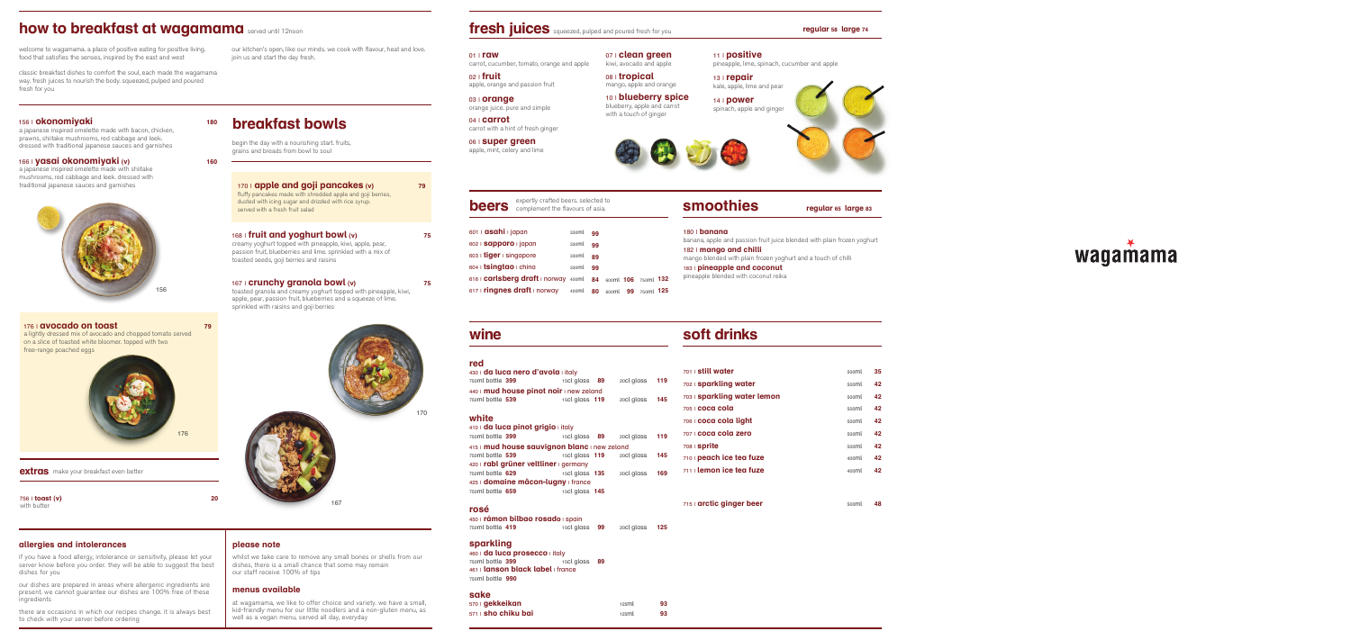# how to breakfast at wagamama served until 12noon

welcome to wagamama. a place of positive eating for positive living. food that satisfies the senses, inspired by the east and west

classic breakfast dishes to comfort the soul, each made the wagamama way. fresh juices to nourish the body. squeezed, pulped and poured fresh for you

our kitchen's open, like our minds. we cook with flavour, heat and love. join us and start the day fresh.

**156 | okonomiyaki** 180
a japanese inspired omelette made with bacon, chicken, prawns, shiitake mushrooms, red cabbage and leek. dressed with traditional japanese sauces and garnishes

**166 | yasai okonomiyaki (v)** 160
a japanese inspired omelette made with shiitake mushrooms, red cabbage and leek. dressed with traditional japanese sauces and garnishes

156

**176 | avocado on toast** 79
a lightly dressed mix of avocado and chopped tomato served on a slice of toasted white bloomer. topped with two free-range poached eggs

176

## breakfast bowls

begin the day with a nourishing start. fruits, grains and breads from bowl to soul

**170 | apple and goji pancakes (v)** 79
fluffy pancakes made with shredded apple and goji berries, dusted with icing sugar and drizzled with rice syrup. served with a fresh fruit salad

**168 | fruit and yoghurt bowl (v)** 75
creamy yoghurt topped with pineapple, kiwi, apple, pear, passion fruit, blueberries and lime. sprinkled with a mix of toasted seeds, goji berries and raisins

**167 | crunchy granola bowl (v)** 75
toasted granola and creamy yoghurt topped with pineapple, kiwi, apple, pear, passion fruit, blueberries and a squeeze of lime. sprinkled with raisins and goji berries

170

167

**extras** make your breakfast even better

**756 | toast (v)** 20
with butter

### allergies and intolerances

if you have a food allergy, intolerance or sensitivity, please let your server know before you order. they will be able to suggest the best dishes for you

our dishes are prepared in areas where allergenic ingredients are present. we cannot guarantee our dishes are 100% free of these ingredients

there are occasions in which our recipes change. it is always best to check with your server before ordering

### please note

whilst we take care to remove any small bones or shells from our dishes, there is a small chance that some may remain
our staff receive 100% of tips

### menus available

at wagamama, we like to offer choice and variety. we have a small, kid-friendly menu for our little noodlers and a non-gluten menu, as well as a vegan menu, served all day, everyday

# fresh juices squeezed, pulped and poured fresh for you

regular 58 large 74

**01 | raw**
carrot, cucumber, tomato, orange and apple

**02 | fruit**
apple, orange and passion fruit

**03 | orange**
orange juice. pure and simple

**04 | carrot**
carrot with a hint of fresh ginger

**06 | super green**
apple, mint, celery and lime

**07 | clean green**
kiwi, avocado and apple

**08 | tropical**
mango, apple and orange

**10 | blueberry spice**
blueberry, apple and carrot with a touch of ginger

**11 | positive**
pineapple, lime, spinach, cucumber and apple

**13 | repair**
kale, apple, lime and pear

**14 | power**
spinach, apple and ginger

## beers expertly crafted beers. selected to complement the flavours of asia.

| | | | | | | |
|---|---|---|---|---|---|---|
| 601 \| asahi \| japan | 330ml | 99 | | | | |
| 602 \| sapporo \| japan | 330ml | 99 | | | | |
| 603 \| tiger \| singapore | 330ml | 89 | | | | |
| 604 \| tsingtao \| china | 330ml | 99 | | | | |
| 616 \| carlsberg draft \| norway | 400ml | 84 | 600ml | 106 | 750ml | 132 |
| 617 \| ringnes draft \| norway | 400ml | 80 | 600ml | 99 | 750ml | 125 |

## smoothies

regular 65 large 83

**180 | banana**
banana, apple and passion fruit juice blended with plain frozen yoghurt

**182 | mango and chilli**
mango blended with plain frozen yoghurt and a touch of chilli

**183 | pineapple and coconut**
pineapple blended with coconut reika

## wine

### red

**430 | da luca nero d'avola | italy**
750ml bottle 399 | 15cl glass 89 | 20cl glass 119

**440 | mud house pinot noir | new zeland**
750ml bottle 539 | 15cl glass 119 | 20cl glass 145

### white

**410 | da luca pinot grigio | italy**
750ml bottle 399 | 15cl glass 89 | 20cl glass 119

**415 | mud house sauvignon blanc | new zeland**
750ml bottle 539 | 15cl glass 119 | 20cl glass 145

**420 | rabl grüner veltliner | germany**
750ml bottle 629 | 15cl glass 135 | 20cl glass 169

**425 | domaine mâcon-lugny | france**
750ml bottle 659 | 15cl glass 145

### rosé

**450 | rámon bilbao rosado | spain**
750ml bottle 419 | 15cl glass 99 | 20cl glass 125

### sparkling

**460 | da luca prosecco | italy**
750ml bottle 399 | 15cl glass 89

**461 | lanson black label | france**
750ml bottle 990

### sake

| | | |
|---|---|---|
| 570 \| gekkeikan | 125ml | 93 |
| 571 \| sho chiku bai | 125ml | 93 |

## soft drinks

| | | |
|---|---|---|
| 701 \| still water | 500ml | 35 |
| 702 \| sparkling water | 500ml | 42 |
| 703 \| sparkling water lemon | 500ml | 42 |
| 705 \| coca cola | 500ml | 42 |
| 706 \| coca cola light | 500ml | 42 |
| 707 \| coca cola zero | 500ml | 42 |
| 708 \| sprite | 500ml | 42 |
| 710 \| peach ice tea fuze | 400ml | 42 |
| 711 \| lemon ice tea fuze | 400ml | 42 |
| 715 \| arctic ginger beer | 500ml | 48 |

wagamama